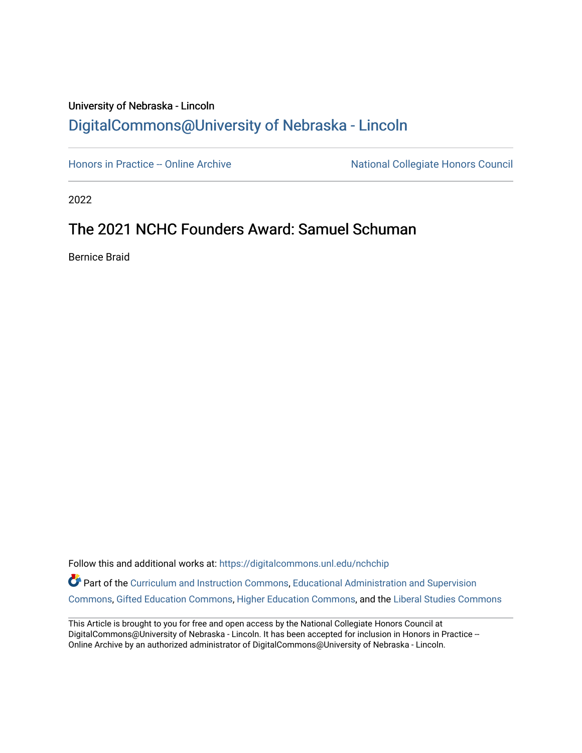University of Nebraska - Lincoln

## DigitalCommons@University of Nebraska - Lincoln

Honors in Practice -- Online Archive

National Collegiate Honors Council

2022

# The 2021 NCHC Founders Award: Samuel Schuman

Bernice Braid

Follow this and additional works at: https://digitalcommons.unl.edu/nchchip

Part of the Curriculum and Instruction Commons, Educational Administration and Supervision Commons, Gifted Education Commons, Higher Education Commons, and the Liberal Studies Commons

This Article is brought to you for free and open access by the National Collegiate Honors Council at DigitalCommons@University of Nebraska - Lincoln. It has been accepted for inclusion in Honors in Practice -- Online Archive by an authorized administrator of DigitalCommons@University of Nebraska - Lincoln.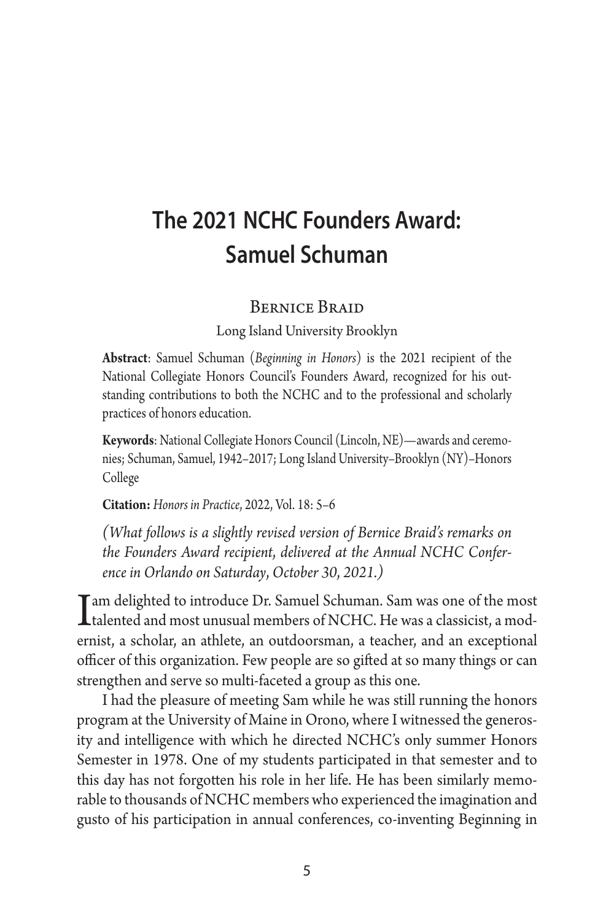# The 2021 NCHC Founders Award: Samuel Schuman

Bernice Braid

Long Island University Brooklyn

**Abstract**: Samuel Schuman (*Beginning in Honors*) is the 2021 recipient of the National Collegiate Honors Council's Founders Award, recognized for his outstanding contributions to both the NCHC and to the professional and scholarly practices of honors education.

**Keywords**: National Collegiate Honors Council (Lincoln, NE)—awards and ceremonies; Schuman, Samuel, 1942–2017; Long Island University–Brooklyn (NY)–Honors College

**Citation:** *Honors in Practice*, 2022, Vol. 18: 5–6

*(What follows is a slightly revised version of Bernice Braid's remarks on the Founders Award recipient, delivered at the Annual NCHC Conference in Orlando on Saturday, October 30, 2021.)*

I am delighted to introduce Dr. Samuel Schuman. Sam was one of the most talented and most unusual members of NCHC. He was a classicist, a modernist, a scholar, an athlete, an outdoorsman, a teacher, and an exceptional officer of this organization. Few people are so gifted at so many things or can strengthen and serve so multi-faceted a group as this one.

I had the pleasure of meeting Sam while he was still running the honors program at the University of Maine in Orono, where I witnessed the generosity and intelligence with which he directed NCHC's only summer Honors Semester in 1978. One of my students participated in that semester and to this day has not forgotten his role in her life. He has been similarly memorable to thousands of NCHC members who experienced the imagination and gusto of his participation in annual conferences, co-inventing Beginning in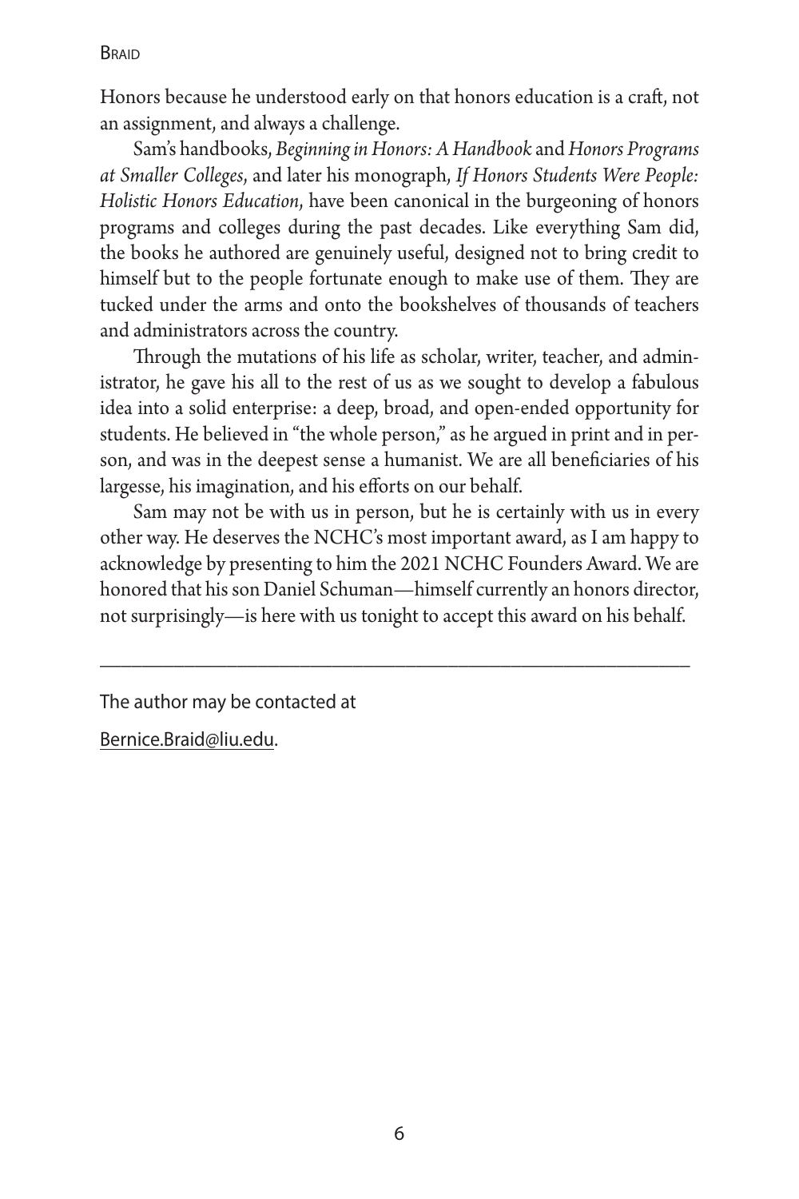Honors because he understood early on that honors education is a craft, not an assignment, and always a challenge.

Sam's handbooks, *Beginning in Honors: A Handbook* and *Honors Programs at Smaller Colleges*, and later his monograph, *If Honors Students Were People: Holistic Honors Education*, have been canonical in the burgeoning of honors programs and colleges during the past decades. Like everything Sam did, the books he authored are genuinely useful, designed not to bring credit to himself but to the people fortunate enough to make use of them. They are tucked under the arms and onto the bookshelves of thousands of teachers and administrators across the country.

Through the mutations of his life as scholar, writer, teacher, and administrator, he gave his all to the rest of us as we sought to develop a fabulous idea into a solid enterprise: a deep, broad, and open-ended opportunity for students. He believed in "the whole person," as he argued in print and in person, and was in the deepest sense a humanist. We are all beneficiaries of his largesse, his imagination, and his efforts on our behalf.

Sam may not be with us in person, but he is certainly with us in every other way. He deserves the NCHC's most important award, as I am happy to acknowledge by presenting to him the 2021 NCHC Founders Award. We are honored that his son Daniel Schuman—himself currently an honors director, not surprisingly—is here with us tonight to accept this award on his behalf.

---

The author may be contacted at

Bernice.Braid@liu.edu.